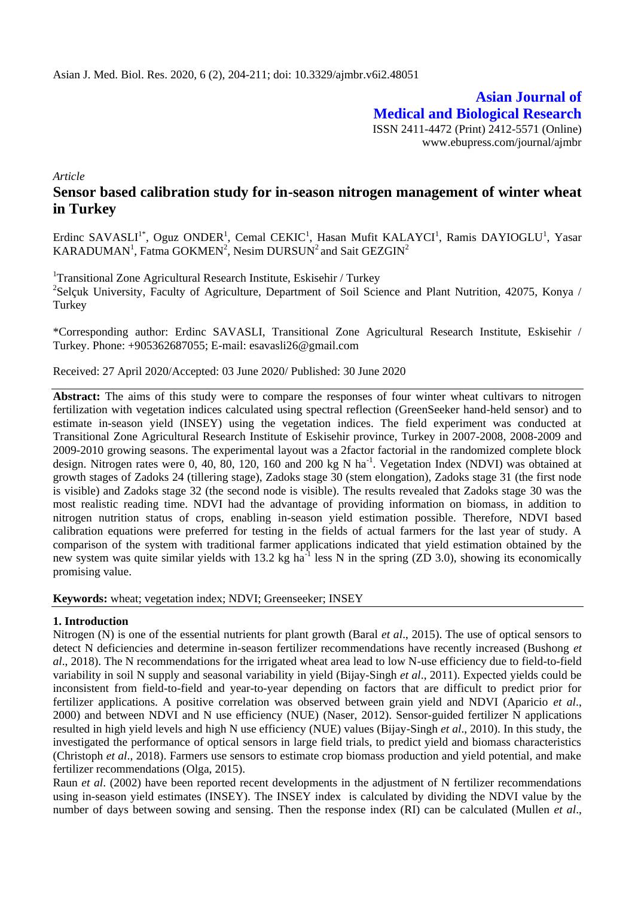**Asian Journal of Medical and Biological Research**

ISSN 2411-4472 (Print) 2412-5571 (Online)
www.ebupress.com/journal/ajmbr

*Article*

# Sensor based calibration study for in-season nitrogen management of winter wheat in Turkey

Erdinc SAVASLI[1*], Oguz ONDER[1], Cemal CEKIC[1], Hasan Mufit KALAYCI[1], Ramis DAYIOGLU[1], Yasar KARADUMAN[1], Fatma GOKMEN[2], Nesim DURSUN[2] and Sait GEZGIN[2]

[1]Transitional Zone Agricultural Research Institute, Eskisehir / Turkey

[2]Selçuk University, Faculty of Agriculture, Department of Soil Science and Plant Nutrition, 42075, Konya / Turkey

*Corresponding author: Erdinc SAVASLI, Transitional Zone Agricultural Research Institute, Eskisehir / Turkey. Phone: +905362687055; E-mail: esavasli26@gmail.com

Received: 27 April 2020/Accepted: 03 June 2020/ Published: 30 June 2020

**Abstract:** The aims of this study were to compare the responses of four winter wheat cultivars to nitrogen fertilization with vegetation indices calculated using spectral reflection (GreenSeeker hand-held sensor) and to estimate in-season yield (INSEY) using the vegetation indices. The field experiment was conducted at Transitional Zone Agricultural Research Institute of Eskisehir province, Turkey in 2007-2008, 2008-2009 and 2009-2010 growing seasons. The experimental layout was a 2factor factorial in the randomized complete block design. Nitrogen rates were 0, 40, 80, 120, 160 and 200 kg N ha$^{-1}$. Vegetation Index (NDVI) was obtained at growth stages of Zadoks 24 (tillering stage), Zadoks stage 30 (stem elongation), Zadoks stage 31 (the first node is visible) and Zadoks stage 32 (the second node is visible). The results revealed that Zadoks stage 30 was the most realistic reading time. NDVI had the advantage of providing information on biomass, in addition to nitrogen nutrition status of crops, enabling in-season yield estimation possible. Therefore, NDVI based calibration equations were preferred for testing in the fields of actual farmers for the last year of study. A comparison of the system with traditional farmer applications indicated that yield estimation obtained by the new system was quite similar yields with 13.2 kg ha$^{-1}$ less N in the spring (ZD 3.0), showing its economically promising value.

**Keywords:** wheat; vegetation index; NDVI; Greenseeker; INSEY

## 1. Introduction

Nitrogen (N) is one of the essential nutrients for plant growth (Baral *et al*., 2015). The use of optical sensors to detect N deficiencies and determine in-season fertilizer recommendations have recently increased (Bushong *et al*., 2018). The N recommendations for the irrigated wheat area lead to low N-use efficiency due to field-to-field variability in soil N supply and seasonal variability in yield (Bijay-Singh *et al*., 2011). Expected yields could be inconsistent from field-to-field and year-to-year depending on factors that are difficult to predict prior for fertilizer applications. A positive correlation was observed between grain yield and NDVI (Aparicio *et al*., 2000) and between NDVI and N use efficiency (NUE) (Naser, 2012). Sensor-guided fertilizer N applications resulted in high yield levels and high N use efficiency (NUE) values (Bijay-Singh *et al*., 2010). In this study, the investigated the performance of optical sensors in large field trials, to predict yield and biomass characteristics (Christoph *et al*., 2018). Farmers use sensors to estimate crop biomass production and yield potential, and make fertilizer recommendations (Olga, 2015).

Raun *et al*. (2002) have been reported recent developments in the adjustment of N fertilizer recommendations using in-season yield estimates (INSEY). The INSEY index is calculated by dividing the NDVI value by the number of days between sowing and sensing. Then the response index (RI) can be calculated (Mullen *et al*.,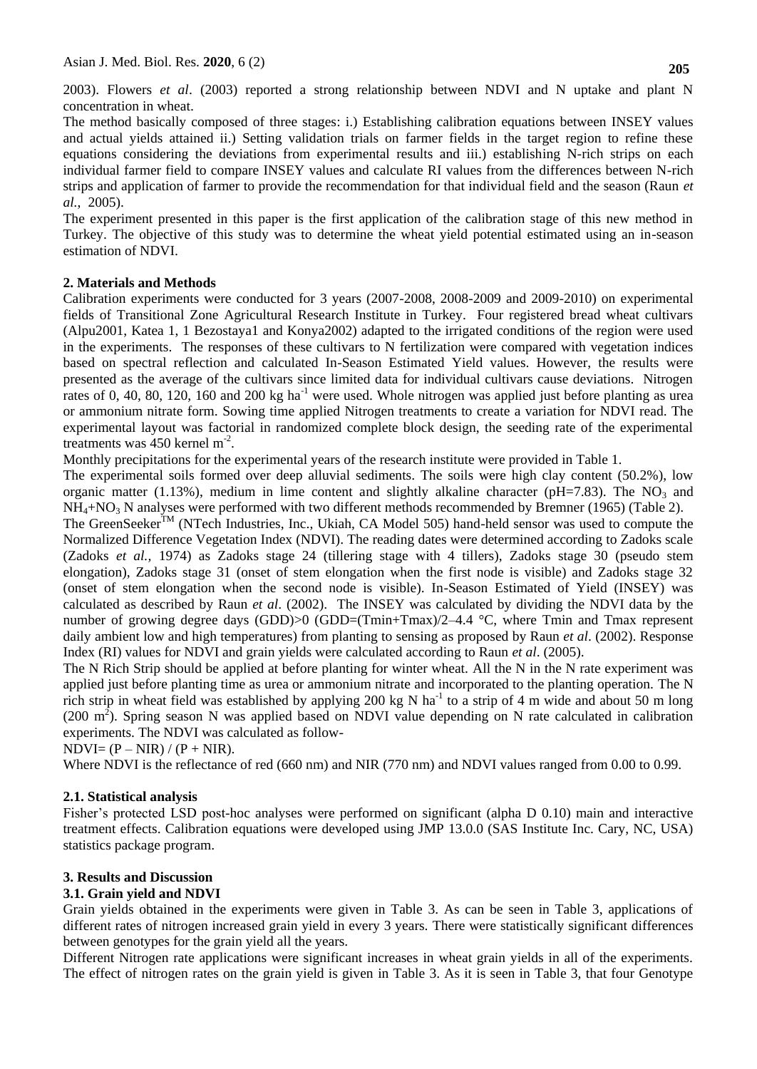2003). Flowers *et al*. (2003) reported a strong relationship between NDVI and N uptake and plant N concentration in wheat.

The method basically composed of three stages: i.) Establishing calibration equations between INSEY values and actual yields attained ii.) Setting validation trials on farmer fields in the target region to refine these equations considering the deviations from experimental results and iii.) establishing N-rich strips on each individual farmer field to compare INSEY values and calculate RI values from the differences between N-rich strips and application of farmer to provide the recommendation for that individual field and the season (Raun *et al.,* 2005).

The experiment presented in this paper is the first application of the calibration stage of this new method in Turkey. The objective of this study was to determine the wheat yield potential estimated using an in-season estimation of NDVI.

## 2. Materials and Methods

Calibration experiments were conducted for 3 years (2007-2008, 2008-2009 and 2009-2010) on experimental fields of Transitional Zone Agricultural Research Institute in Turkey. Four registered bread wheat cultivars (Alpu2001, Katea 1, 1 Bezostaya1 and Konya2002) adapted to the irrigated conditions of the region were used in the experiments. The responses of these cultivars to N fertilization were compared with vegetation indices based on spectral reflection and calculated In-Season Estimated Yield values. However, the results were presented as the average of the cultivars since limited data for individual cultivars cause deviations. Nitrogen rates of 0, 40, 80, 120, 160 and 200 kg ha$^{-1}$ were used. Whole nitrogen was applied just before planting as urea or ammonium nitrate form. Sowing time applied Nitrogen treatments to create a variation for NDVI read. The experimental layout was factorial in randomized complete block design, the seeding rate of the experimental treatments was 450 kernel m$^{-2}$.

Monthly precipitations for the experimental years of the research institute were provided in Table 1.

The experimental soils formed over deep alluvial sediments. The soils were high clay content (50.2%), low organic matter (1.13%), medium in lime content and slightly alkaline character (pH=7.83). The $NO_3$ and $NH_4$+$NO_3$ N analyses were performed with two different methods recommended by Bremner (1965) (Table 2).

The GreenSeeker$^{TM}$ (NTech Industries, Inc., Ukiah, CA Model 505) hand-held sensor was used to compute the Normalized Difference Vegetation Index (NDVI). The reading dates were determined according to Zadoks scale (Zadoks *et al.,* 1974) as Zadoks stage 24 (tillering stage with 4 tillers), Zadoks stage 30 (pseudo stem elongation), Zadoks stage 31 (onset of stem elongation when the first node is visible) and Zadoks stage 32 (onset of stem elongation when the second node is visible). In-Season Estimated of Yield (INSEY) was calculated as described by Raun *et al*. (2002). The INSEY was calculated by dividing the NDVI data by the number of growing degree days (GDD)>0 (GDD=(Tmin+Tmax)/2–4.4 °C, where Tmin and Tmax represent daily ambient low and high temperatures) from planting to sensing as proposed by Raun *et al*. (2002). Response Index (RI) values for NDVI and grain yields were calculated according to Raun *et al*. (2005).

The N Rich Strip should be applied at before planting for winter wheat. All the N in the N rate experiment was applied just before planting time as urea or ammonium nitrate and incorporated to the planting operation. The N rich strip in wheat field was established by applying 200 kg N ha$^{-1}$ to a strip of 4 m wide and about 50 m long (200 m$^2$). Spring season N was applied based on NDVI value depending on N rate calculated in calibration experiments. The NDVI was calculated as follow-

NDVI= (P – NIR) / (P + NIR).

Where NDVI is the reflectance of red (660 nm) and NIR (770 nm) and NDVI values ranged from 0.00 to 0.99.

### 2.1. Statistical analysis

Fisher's protected LSD post-hoc analyses were performed on significant (alpha D 0.10) main and interactive treatment effects. Calibration equations were developed using JMP 13.0.0 (SAS Institute Inc. Cary, NC, USA) statistics package program.

## 3. Results and Discussion

### 3.1. Grain yield and NDVI

Grain yields obtained in the experiments were given in Table 3. As can be seen in Table 3, applications of different rates of nitrogen increased grain yield in every 3 years. There were statistically significant differences between genotypes for the grain yield all the years.

Different Nitrogen rate applications were significant increases in wheat grain yields in all of the experiments. The effect of nitrogen rates on the grain yield is given in Table 3. As it is seen in Table 3, that four Genotype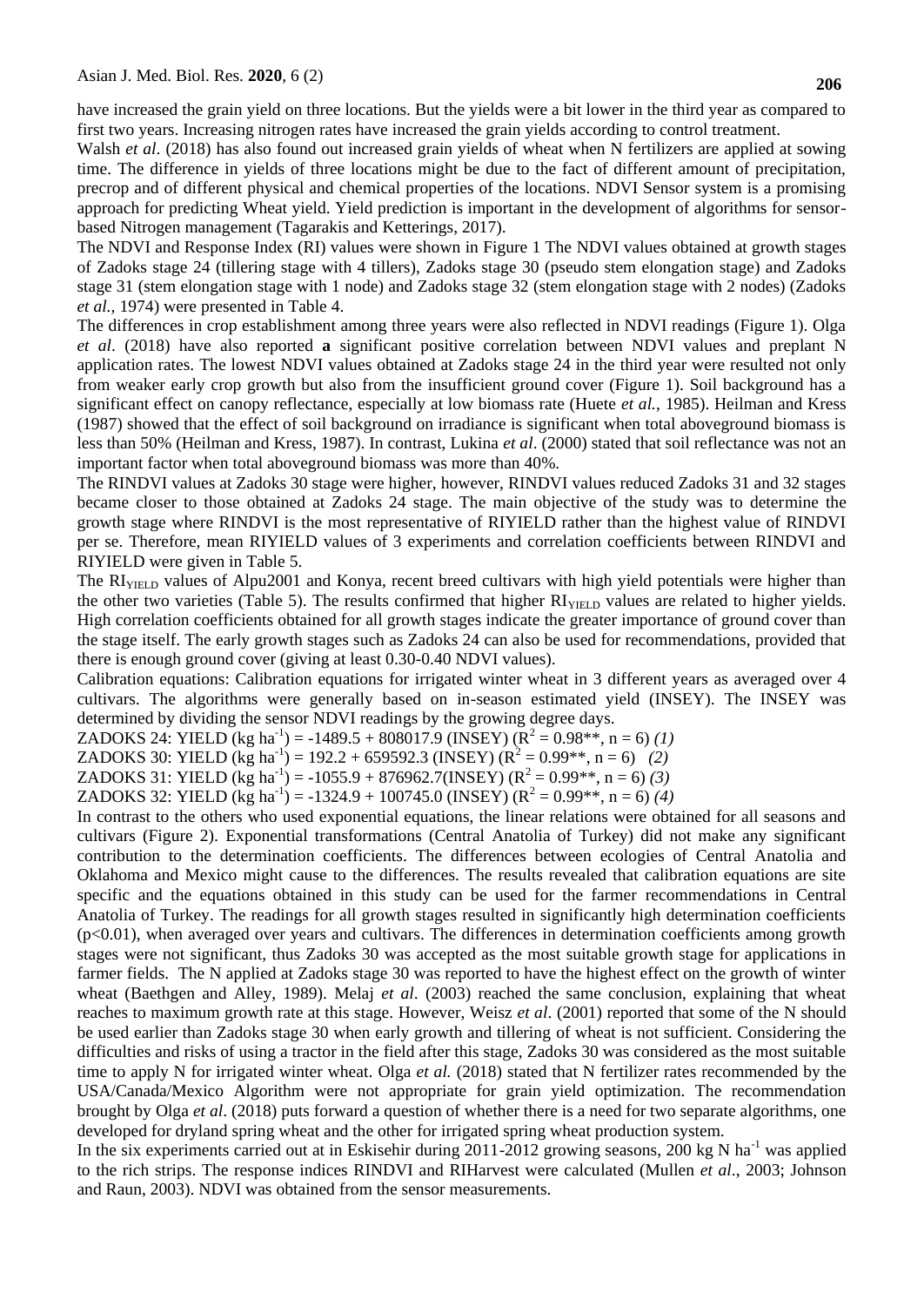have increased the grain yield on three locations. But the yields were a bit lower in the third year as compared to first two years. Increasing nitrogen rates have increased the grain yields according to control treatment.

Walsh *et al*. (2018) has also found out increased grain yields of wheat when N fertilizers are applied at sowing time. The difference in yields of three locations might be due to the fact of different amount of precipitation, precrop and of different physical and chemical properties of the locations. NDVI Sensor system is a promising approach for predicting Wheat yield. Yield prediction is important in the development of algorithms for sensor-based Nitrogen management (Tagarakis and Ketterings, 2017).

The NDVI and Response Index (RI) values were shown in Figure 1 The NDVI values obtained at growth stages of Zadoks stage 24 (tillering stage with 4 tillers), Zadoks stage 30 (pseudo stem elongation stage) and Zadoks stage 31 (stem elongation stage with 1 node) and Zadoks stage 32 (stem elongation stage with 2 nodes) (Zadoks *et al.,* 1974) were presented in Table 4.

The differences in crop establishment among three years were also reflected in NDVI readings (Figure 1). Olga *et al*. (2018) have also reported **a** significant positive correlation between NDVI values and preplant N application rates. The lowest NDVI values obtained at Zadoks stage 24 in the third year were resulted not only from weaker early crop growth but also from the insufficient ground cover (Figure 1). Soil background has a significant effect on canopy reflectance, especially at low biomass rate (Huete *et al.,* 1985). Heilman and Kress (1987) showed that the effect of soil background on irradiance is significant when total aboveground biomass is less than 50% (Heilman and Kress, 1987). In contrast, Lukina *et al*. (2000) stated that soil reflectance was not an important factor when total aboveground biomass was more than 40%.

The RINDVI values at Zadoks 30 stage were higher, however, RINDVI values reduced Zadoks 31 and 32 stages became closer to those obtained at Zadoks 24 stage. The main objective of the study was to determine the growth stage where RINDVI is the most representative of RIYIELD rather than the highest value of RINDVI per se. Therefore, mean RIYIELD values of 3 experiments and correlation coefficients between RINDVI and RIYIELD were given in Table 5.

The $RI_{YIELD}$ values of Alpu2001 and Konya, recent breed cultivars with high yield potentials were higher than the other two varieties (Table 5). The results confirmed that higher $RI_{YIELD}$ values are related to higher yields. High correlation coefficients obtained for all growth stages indicate the greater importance of ground cover than the stage itself. The early growth stages such as Zadoks 24 can also be used for recommendations, provided that there is enough ground cover (giving at least 0.30-0.40 NDVI values).

Calibration equations: Calibration equations for irrigated winter wheat in 3 different years as averaged over 4 cultivars. The algorithms were generally based on in-season estimated yield (INSEY). The INSEY was determined by dividing the sensor NDVI readings by the growing degree days.

ZADOKS 24: YIELD (kg $ha^{-1}$) = -1489.5 + 808017.9 (INSEY) ($R^2$ = 0.98**, n = 6) *(1)*

ZADOKS 30: YIELD (kg $ha^{-1}$) = 192.2 + 659592.3 (INSEY) ($R^2$ = 0.99**, n = 6) *(2)*

ZADOKS 31: YIELD (kg $ha^{-1}$) = -1055.9 + 876962.7(INSEY) ($R^2$ = 0.99**, n = 6) *(3)*

ZADOKS 32: YIELD (kg $ha^{-1}$) = -1324.9 + 100745.0 (INSEY) ($R^2$ = 0.99**, n = 6) *(4)*

In contrast to the others who used exponential equations, the linear relations were obtained for all seasons and cultivars (Figure 2). Exponential transformations (Central Anatolia of Turkey) did not make any significant contribution to the determination coefficients. The differences between ecologies of Central Anatolia and Oklahoma and Mexico might cause to the differences. The results revealed that calibration equations are site specific and the equations obtained in this study can be used for the farmer recommendations in Central Anatolia of Turkey. The readings for all growth stages resulted in significantly high determination coefficients ($p<0.01$), when averaged over years and cultivars. The differences in determination coefficients among growth stages were not significant, thus Zadoks 30 was accepted as the most suitable growth stage for applications in farmer fields. The N applied at Zadoks stage 30 was reported to have the highest effect on the growth of winter wheat (Baethgen and Alley, 1989). Melaj *et al*. (2003) reached the same conclusion, explaining that wheat reaches to maximum growth rate at this stage. However, Weisz *et al*. (2001) reported that some of the N should be used earlier than Zadoks stage 30 when early growth and tillering of wheat is not sufficient. Considering the difficulties and risks of using a tractor in the field after this stage, Zadoks 30 was considered as the most suitable time to apply N for irrigated winter wheat. Olga *et al.* (2018) stated that N fertilizer rates recommended by the USA/Canada/Mexico Algorithm were not appropriate for grain yield optimization. The recommendation brought by Olga *et al*. (2018) puts forward a question of whether there is a need for two separate algorithms, one developed for dryland spring wheat and the other for irrigated spring wheat production system.

In the six experiments carried out at in Eskisehir during 2011-2012 growing seasons, 200 kg N $ha^{-1}$ was applied to the rich strips. The response indices RINDVI and RIHarvest were calculated (Mullen *et al*., 2003; Johnson and Raun, 2003). NDVI was obtained from the sensor measurements.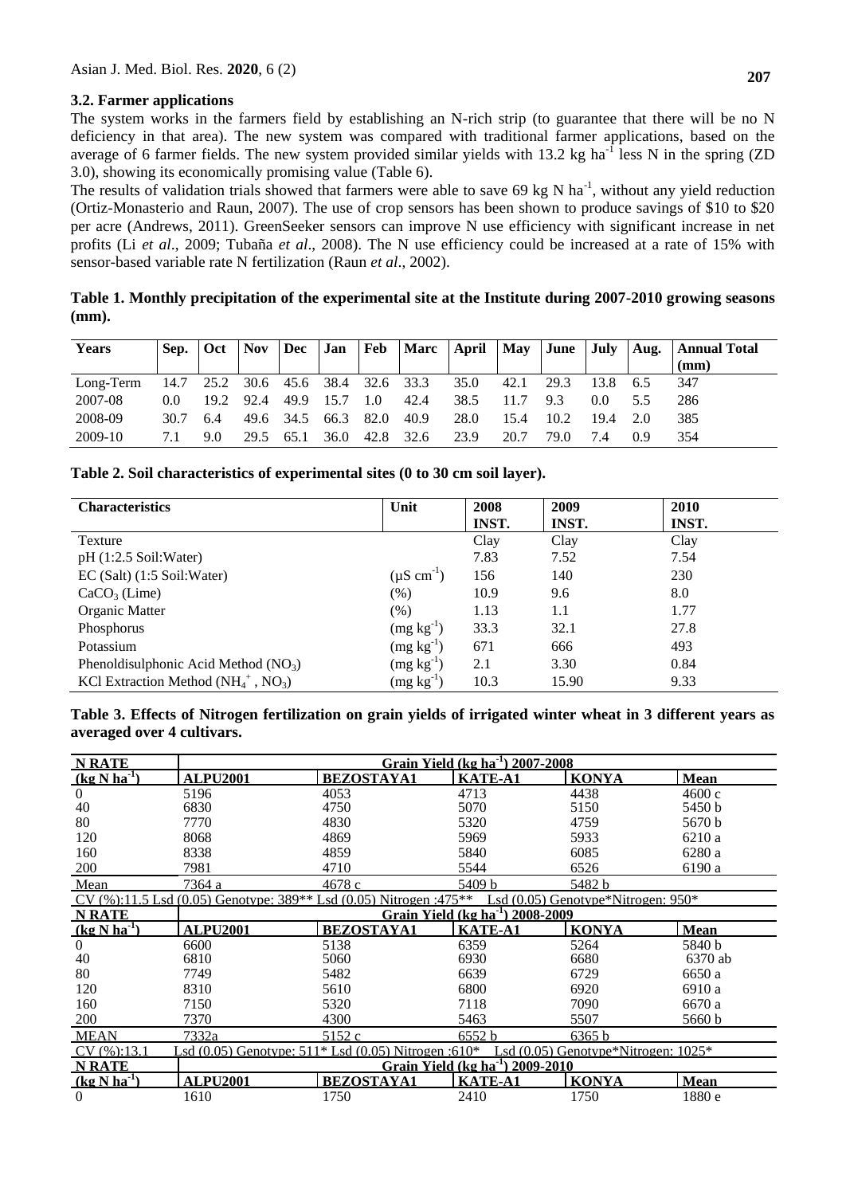### 3.2. Farmer applications

The system works in the farmers field by establishing an N-rich strip (to guarantee that there will be no N deficiency in that area). The new system was compared with traditional farmer applications, based on the average of 6 farmer fields. The new system provided similar yields with 13.2 kg $ha^{-1}$ less N in the spring (ZD 3.0), showing its economically promising value (Table 6).

The results of validation trials showed that farmers were able to save 69 kg N $ha^{-1}$, without any yield reduction (Ortiz-Monasterio and Raun, 2007). The use of crop sensors has been shown to produce savings of $10 to $20 per acre (Andrews, 2011). GreenSeeker sensors can improve N use efficiency with significant increase in net profits (Li *et al*., 2009; Tubaña *et al*., 2008). The N use efficiency could be increased at a rate of 15% with sensor-based variable rate N fertilization (Raun *et al*., 2002).

**Table 1. Monthly precipitation of the experimental site at the Institute during 2007-2010 growing seasons (mm).**

| Years | Sep. | Oct | Nov | Dec | Jan | Feb | Marc | April | May | June | July | Aug. | Annual Total (mm) |
|---|---|---|---|---|---|---|---|---|---|---|---|---|---|
| Long-Term | 14.7 | 25.2 | 30.6 | 45.6 | 38.4 | 32.6 | 33.3 | 35.0 | 42.1 | 29.3 | 13.8 | 6.5 | 347 |
| 2007-08 | 0.0 | 19.2 | 92.4 | 49.9 | 15.7 | 1.0 | 42.4 | 38.5 | 11.7 | 9.3 | 0.0 | 5.5 | 286 |
| 2008-09 | 30.7 | 6.4 | 49.6 | 34.5 | 66.3 | 82.0 | 40.9 | 28.0 | 15.4 | 10.2 | 19.4 | 2.0 | 385 |
| 2009-10 | 7.1 | 9.0 | 29.5 | 65.1 | 36.0 | 42.8 | 32.6 | 23.9 | 20.7 | 79.0 | 7.4 | 0.9 | 354 |

**Table 2. Soil characteristics of experimental sites (0 to 30 cm soil layer).**

| Characteristics | Unit | 2008 INST. | 2009 INST. | 2010 INST. |
|---|---|---|---|---|
| Texture | | Clay | Clay | Clay |
| pH (1:2.5 Soil:Water) | | 7.83 | 7.52 | 7.54 |
| EC (Salt) (1:5 Soil:Water) | ($\mu S\ cm^{-1}$) | 156 | 140 | 230 |
| $CaCO_3$ (Lime) | (%) | 10.9 | 9.6 | 8.0 |
| Organic Matter | (%) | 1.13 | 1.1 | 1.77 |
| Phosphorus | ($mg\ kg^{-1}$) | 33.3 | 32.1 | 27.8 |
| Potassium | ($mg\ kg^{-1}$) | 671 | 666 | 493 |
| Phenoldisulphonic Acid Method ($NO_3$) | ($mg\ kg^{-1}$) | 2.1 | 3.30 | 0.84 |
| KCl Extraction Method ($NH_4^+$, $NO_3$) | ($mg\ kg^{-1}$) | 10.3 | 15.90 | 9.33 |

**Table 3. Effects of Nitrogen fertilization on grain yields of irrigated winter wheat in 3 different years as averaged over 4 cultivars.**

| N RATE | Grain Yield (kg $ha^{-1}$) 2007-2008 | | | | |
|---|---|---|---|---|---|
| (kg N $ha^{-1}$) | ALPU2001 | BEZOSTAYA1 | KATE-A1 | KONYA | Mean |
| 0 | 5196 | 4053 | 4713 | 4438 | 4600 c |
| 40 | 6830 | 4750 | 5070 | 5150 | 5450 b |
| 80 | 7770 | 4830 | 5320 | 4759 | 5670 b |
| 120 | 8068 | 4869 | 5969 | 5933 | 6210 a |
| 160 | 8338 | 4859 | 5840 | 6085 | 6280 a |
| 200 | 7981 | 4710 | 5544 | 6526 | 6190 a |
| Mean | 7364 a | 4678 c | 5409 b | 5482 b | |
| CV (%):11.5 Lsd (0.05) Genotype: 389** Lsd (0.05) Nitrogen :475** Lsd (0.05) Genotype*Nitrogen: 950* | | | | | |
| N RATE | Grain Yield (kg $ha^{-1}$) 2008-2009 | | | | |
| (kg N $ha^{-1}$) | ALPU2001 | BEZOSTAYA1 | KATE-A1 | KONYA | Mean |
| 0 | 6600 | 5138 | 6359 | 5264 | 5840 b |
| 40 | 6810 | 5060 | 6930 | 6680 | 6370 ab |
| 80 | 7749 | 5482 | 6639 | 6729 | 6650 a |
| 120 | 8310 | 5610 | 6800 | 6920 | 6910 a |
| 160 | 7150 | 5320 | 7118 | 7090 | 6670 a |
| 200 | 7370 | 4300 | 5463 | 5507 | 5660 b |
| MEAN | 7332a | 5152 c | 6552 b | 6365 b | |
| CV (%):13.1 Lsd (0.05) Genotype: 511* Lsd (0.05) Nitrogen :610* Lsd (0.05) Genotype*Nitrogen: 1025* | | | | | |
| N RATE | Grain Yield (kg $ha^{-1}$) 2009-2010 | | | | |
| (kg N $ha^{-1}$) | ALPU2001 | BEZOSTAYA1 | KATE-A1 | KONYA | Mean |
| 0 | 1610 | 1750 | 2410 | 1750 | 1880 e |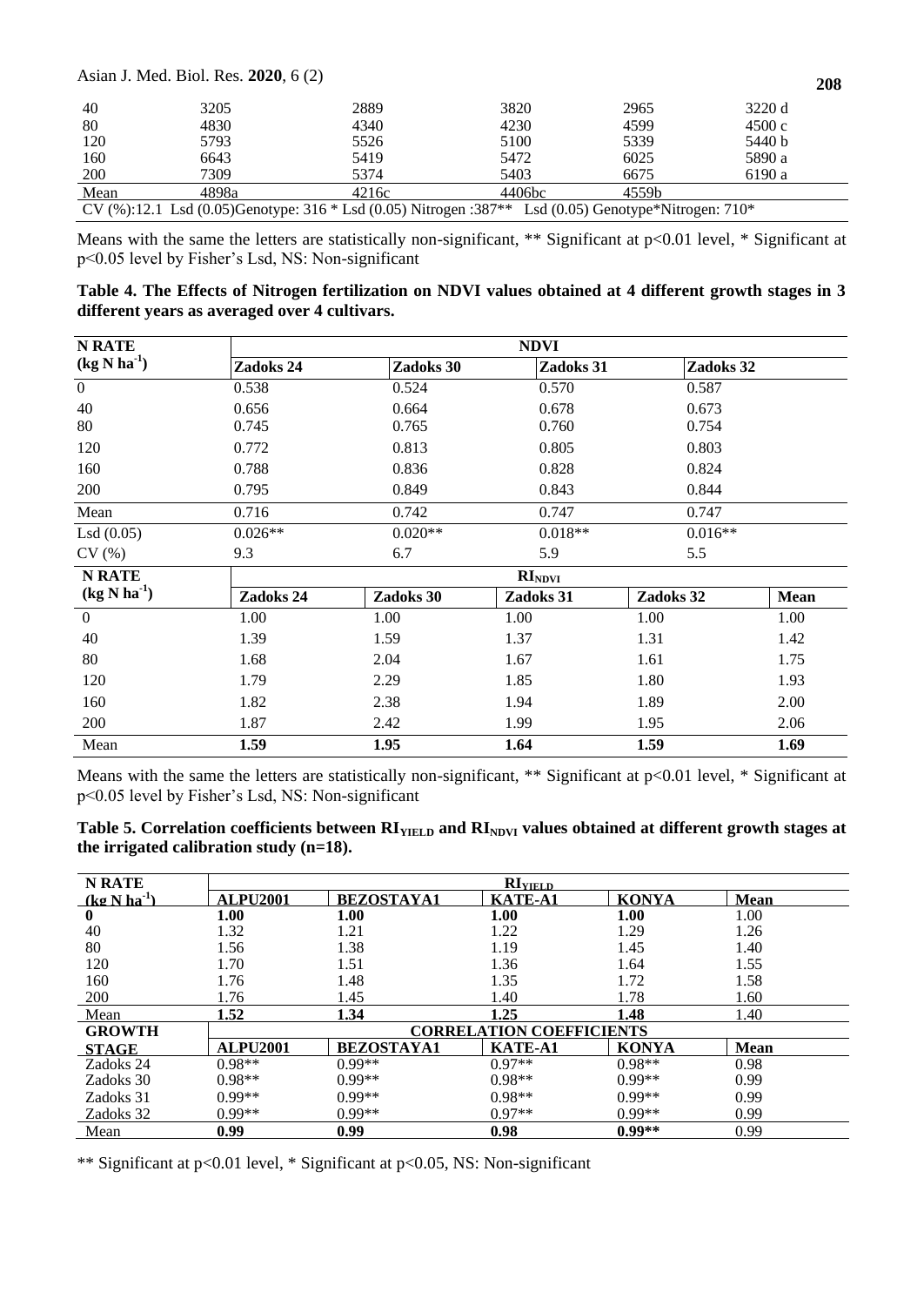| | | | | | |
|---|---|---|---|---|---|
| 40 | 3205 | 2889 | 3820 | 2965 | 3220 d |
| 80 | 4830 | 4340 | 4230 | 4599 | 4500 c |
| 120 | 5793 | 5526 | 5100 | 5339 | 5440 b |
| 160 | 6643 | 5419 | 5472 | 6025 | 5890 a |
| 200 | 7309 | 5374 | 5403 | 6675 | 6190 a |
| Mean | 4898a | 4216c | 4406bc | 4559b | |
| CV (%):12.1 Lsd (0.05)Genotype: 316 * Lsd (0.05) Nitrogen :387** Lsd (0.05) Genotype*Nitrogen: 710* | | | | | |

Means with the same the letters are statistically non-significant, ** Significant at p<0.01 level, * Significant at p<0.05 level by Fisher's Lsd, NS: Non-significant

**Table 4. The Effects of Nitrogen fertilization on NDVI values obtained at 4 different growth stages in 3 different years as averaged over 4 cultivars.**

| N RATE ($kg\ N\ ha^{-1}$) | NDVI | | | | |
|---|---|---|---|---|---|
| | Zadoks 24 | Zadoks 30 | Zadoks 31 | Zadoks 32 | |
| 0 | 0.538 | 0.524 | 0.570 | 0.587 | |
| 40 | 0.656 | 0.664 | 0.678 | 0.673 | |
| 80 | 0.745 | 0.765 | 0.760 | 0.754 | |
| 120 | 0.772 | 0.813 | 0.805 | 0.803 | |
| 160 | 0.788 | 0.836 | 0.828 | 0.824 | |
| 200 | 0.795 | 0.849 | 0.843 | 0.844 | |
| Mean | 0.716 | 0.742 | 0.747 | 0.747 | |
| Lsd (0.05) | 0.026** | 0.020** | 0.018** | 0.016** | |
| CV (%) | 9.3 | 6.7 | 5.9 | 5.5 | |
| **N RATE ($kg\ N\ ha^{-1}$)** | **$RI_{NDVI}$** | | | | |
| | Zadoks 24 | Zadoks 30 | Zadoks 31 | Zadoks 32 | Mean |
| 0 | 1.00 | 1.00 | 1.00 | 1.00 | 1.00 |
| 40 | 1.39 | 1.59 | 1.37 | 1.31 | 1.42 |
| 80 | 1.68 | 2.04 | 1.67 | 1.61 | 1.75 |
| 120 | 1.79 | 2.29 | 1.85 | 1.80 | 1.93 |
| 160 | 1.82 | 2.38 | 1.94 | 1.89 | 2.00 |
| 200 | 1.87 | 2.42 | 1.99 | 1.95 | 2.06 |
| Mean | **1.59** | **1.95** | **1.64** | **1.59** | **1.69** |

Means with the same the letters are statistically non-significant, ** Significant at p<0.01 level, * Significant at p<0.05 level by Fisher's Lsd, NS: Non-significant

**Table 5. Correlation coefficients between $RI_{YIELD}$ and $RI_{NDVI}$ values obtained at different growth stages at the irrigated calibration study (n=18).**

| N RATE ($kg\ N\ ha^{-1}$) | $RI_{YIELD}$ | | | | |
|---|---|---|---|---|---|
| | ALPU2001 | BEZOSTAYA1 | KATE-A1 | KONYA | Mean |
| **0** | **1.00** | **1.00** | **1.00** | **1.00** | 1.00 |
| 40 | 1.32 | 1.21 | 1.22 | 1.29 | 1.26 |
| 80 | 1.56 | 1.38 | 1.19 | 1.45 | 1.40 |
| 120 | 1.70 | 1.51 | 1.36 | 1.64 | 1.55 |
| 160 | 1.76 | 1.48 | 1.35 | 1.72 | 1.58 |
| 200 | 1.76 | 1.45 | 1.40 | 1.78 | 1.60 |
| Mean | **1.52** | **1.34** | **1.25** | **1.48** | 1.40 |
| **GROWTH STAGE** | **CORRELATION COEFFICIENTS** | | | | |
| | ALPU2001 | BEZOSTAYA1 | KATE-A1 | KONYA | Mean |
| Zadoks 24 | 0.98** | 0.99** | 0.97** | 0.98** | 0.98 |
| Zadoks 30 | 0.98** | 0.99** | 0.98** | 0.99** | 0.99 |
| Zadoks 31 | 0.99** | 0.99** | 0.98** | 0.99** | 0.99 |
| Zadoks 32 | 0.99** | 0.99** | 0.97** | 0.99** | 0.99 |
| Mean | **0.99** | **0.99** | **0.98** | **0.99**** | 0.99 |

** Significant at p<0.01 level, * Significant at p<0.05, NS: Non-significant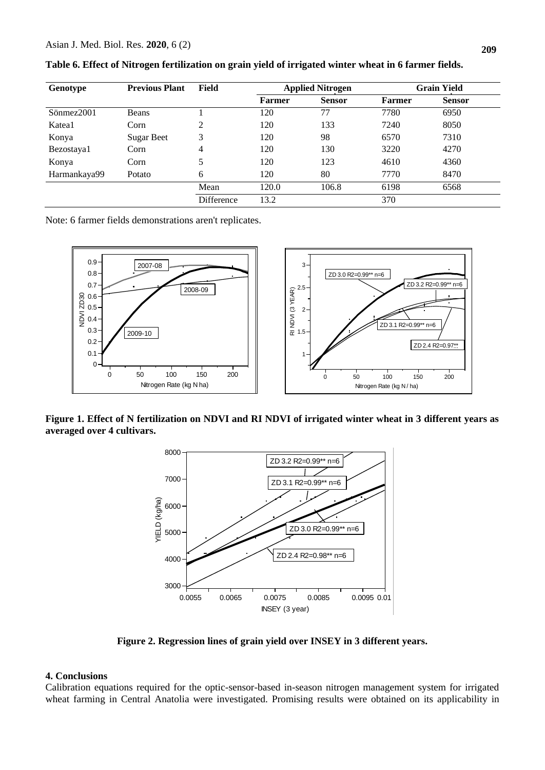**Table 6. Effect of Nitrogen fertilization on grain yield of irrigated winter wheat in 6 farmer fields.**

| Genotype | Previous Plant | Field | Applied Nitrogen | | Grain Yield | |
|---|---|---|---|---|---|---|
| | | | **Farmer** | **Sensor** | **Farmer** | **Sensor** |
| Sönmez2001 | Beans | 1 | 120 | 77 | 7780 | 6950 |
| Katea1 | Corn | 2 | 120 | 133 | 7240 | 8050 |
| Konya | Sugar Beet | 3 | 120 | 98 | 6570 | 7310 |
| Bezostaya1 | Corn | 4 | 120 | 130 | 3220 | 4270 |
| Konya | Corn | 5 | 120 | 123 | 4610 | 4360 |
| Harmankaya99 | Potato | 6 | 120 | 80 | 7770 | 8470 |
| | | Mean | 120.0 | 106.8 | 6198 | 6568 |
| | | Difference | 13.2 | | 370 | |

Note: 6 farmer fields demonstrations aren't replicates.

**Figure 1. Effect of N fertilization on NDVI and RI NDVI of irrigated winter wheat in 3 different years as averaged over 4 cultivars.**

**Figure 2. Regression lines of grain yield over INSEY in 3 different years.**

## 4. Conclusions

Calibration equations required for the optic-sensor-based in-season nitrogen management system for irrigated wheat farming in Central Anatolia were investigated. Promising results were obtained on its applicability in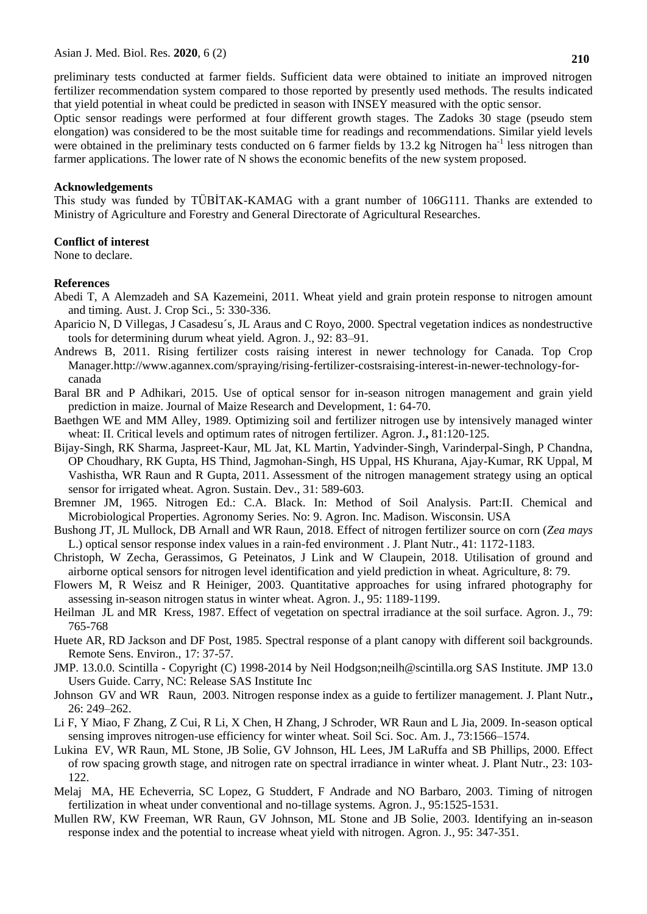preliminary tests conducted at farmer fields. Sufficient data were obtained to initiate an improved nitrogen fertilizer recommendation system compared to those reported by presently used methods. The results indicated that yield potential in wheat could be predicted in season with INSEY measured with the optic sensor.

Optic sensor readings were performed at four different growth stages. The Zadoks 30 stage (pseudo stem elongation) was considered to be the most suitable time for readings and recommendations. Similar yield levels were obtained in the preliminary tests conducted on 6 farmer fields by 13.2 kg Nitrogen ha$^{-1}$ less nitrogen than farmer applications. The lower rate of N shows the economic benefits of the new system proposed.

**Acknowledgements**

This study was funded by TÜBİTAK-KAMAG with a grant number of 106G111. Thanks are extended to Ministry of Agriculture and Forestry and General Directorate of Agricultural Researches.

**Conflict of interest**

None to declare.

**References**

Abedi T, A Alemzadeh and SA Kazemeini, 2011. Wheat yield and grain protein response to nitrogen amount and timing. Aust. J. Crop Sci., 5: 330-336.

Aparicio N, D Villegas, J Casadesu´s, JL Araus and C Royo, 2000. Spectral vegetation indices as nondestructive tools for determining durum wheat yield. Agron. J., 92: 83–91.

Andrews B, 2011. Rising fertilizer costs raising interest in newer technology for Canada. Top Crop Manager.http://www.agannex.com/spraying/rising-fertilizer-costsraising-interest-in-newer-technology-for-canada

Baral BR and P Adhikari, 2015. Use of optical sensor for in-season nitrogen management and grain yield prediction in maize. Journal of Maize Research and Development, 1: 64-70.

Baethgen WE and MM Alley, 1989. Optimizing soil and fertilizer nitrogen use by intensively managed winter wheat: II. Critical levels and optimum rates of nitrogen fertilizer. Agron. J.**,** 81:120-125.

Bijay-Singh, RK Sharma, Jaspreet-Kaur, ML Jat, KL Martin, Yadvinder-Singh, Varinderpal-Singh, P Chandna, OP Choudhary, RK Gupta, HS Thind, Jagmohan-Singh, HS Uppal, HS Khurana, Ajay-Kumar, RK Uppal, M Vashistha, WR Raun and R Gupta, 2011. Assessment of the nitrogen management strategy using an optical sensor for irrigated wheat. Agron. Sustain. Dev., 31: 589-603.

Bremner JM, 1965. Nitrogen Ed.: C.A. Black. In: Method of Soil Analysis. Part:II. Chemical and Microbiological Properties. Agronomy Series. No: 9. Agron. Inc. Madison. Wisconsin. USA

Bushong JT, JL Mullock, DB Arnall and WR Raun, 2018. Effect of nitrogen fertilizer source on corn (*Zea mays* L.) optical sensor response index values in a rain-fed environment . J. Plant Nutr., 41: 1172-1183.

Christoph, W Zecha, Gerassimos, G Peteinatos, J Link and W Claupein, 2018. Utilisation of ground and airborne optical sensors for nitrogen level identification and yield prediction in wheat. Agriculture, 8: 79.

Flowers M, R Weisz and R Heiniger, 2003. Quantitative approaches for using infrared photography for assessing in-season nitrogen status in winter wheat. Agron. J., 95: 1189-1199.

Heilman JL and MR Kress, 1987. Effect of vegetation on spectral irradiance at the soil surface. Agron. J., 79: 765-768

Huete AR, RD Jackson and DF Post, 1985. Spectral response of a plant canopy with different soil backgrounds. Remote Sens. Environ., 17: 37-57.

JMP. 13.0.0. Scintilla - Copyright (C) 1998-2014 by Neil Hodgson;neilh@scintilla.org SAS Institute. JMP 13.0 Users Guide. Carry, NC: Release SAS Institute Inc

Johnson GV and WR Raun, 2003. Nitrogen response index as a guide to fertilizer management. J. Plant Nutr.**,** 26: 249–262.

Li F, Y Miao, F Zhang, Z Cui, R Li, X Chen, H Zhang, J Schroder, WR Raun and L Jia, 2009. In-season optical sensing improves nitrogen-use efficiency for winter wheat. Soil Sci. Soc. Am. J., 73:1566–1574.

Lukina EV, WR Raun, ML Stone, JB Solie, GV Johnson, HL Lees, JM LaRuffa and SB Phillips, 2000. Effect of row spacing growth stage, and nitrogen rate on spectral irradiance in winter wheat. J. Plant Nutr., 23: 103-122.

Melaj MA, HE Echeverria, SC Lopez, G Studdert, F Andrade and NO Barbaro, 2003. Timing of nitrogen fertilization in wheat under conventional and no-tillage systems. Agron. J., 95:1525-1531.

Mullen RW, KW Freeman, WR Raun, GV Johnson, ML Stone and JB Solie, 2003. Identifying an in-season response index and the potential to increase wheat yield with nitrogen. Agron. J., 95: 347-351.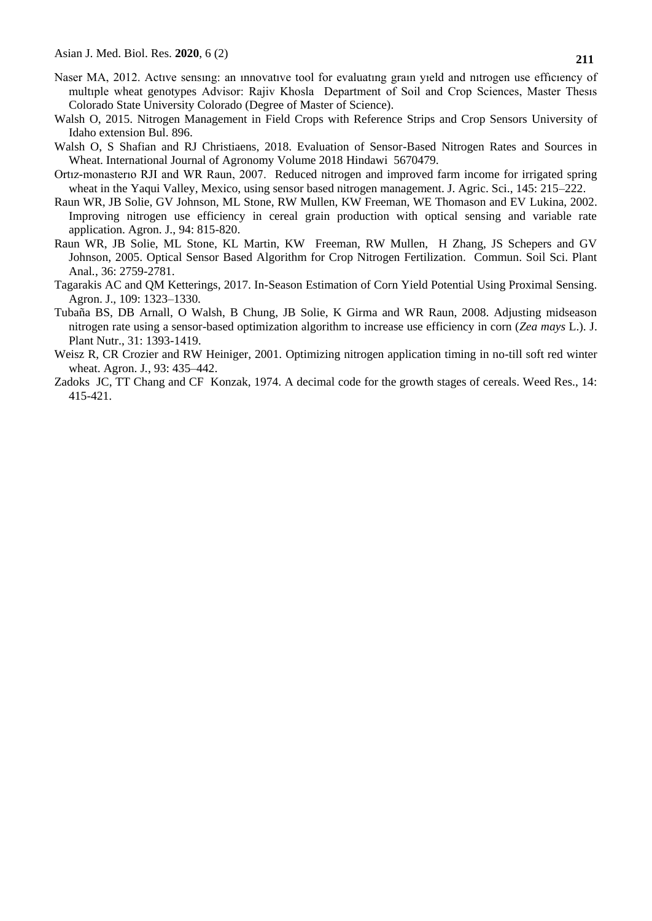Naser MA, 2012. Actıve sensıng: an ınnovatıve tool for evaluatıng graın yıeld and nıtrogen use effıcıency of multıple wheat genotypes Advisor: Rajiv Khosla Department of Soil and Crop Sciences, Master Thesıs Colorado State University Colorado (Degree of Master of Science).

Walsh O, 2015. Nitrogen Management in Field Crops with Reference Strips and Crop Sensors University of Idaho extension Bul. 896.

Walsh O, S Shafian and RJ Christiaens, 2018. Evaluation of Sensor-Based Nitrogen Rates and Sources in Wheat. International Journal of Agronomy Volume 2018 Hindawi 5670479.

Ortız-monasterıo RJI and WR Raun, 2007. Reduced nitrogen and improved farm income for irrigated spring wheat in the Yaqui Valley, Mexico, using sensor based nitrogen management. J. Agric. Sci., 145: 215–222.

Raun WR, JB Solie, GV Johnson, ML Stone, RW Mullen, KW Freeman, WE Thomason and EV Lukina, 2002. Improving nitrogen use efficiency in cereal grain production with optical sensing and variable rate application. Agron. J., 94: 815-820.

Raun WR, JB Solie, ML Stone, KL Martin, KW Freeman, RW Mullen, H Zhang, JS Schepers and GV Johnson, 2005. Optical Sensor Based Algorithm for Crop Nitrogen Fertilization. Commun. Soil Sci. Plant Anal., 36: 2759-2781.

Tagarakis AC and QM Ketterings, 2017. In-Season Estimation of Corn Yield Potential Using Proximal Sensing. Agron. J., 109: 1323–1330.

Tubaña BS, DB Arnall, O Walsh, B Chung, JB Solie, K Girma and WR Raun, 2008. Adjusting midseason nitrogen rate using a sensor-based optimization algorithm to increase use efficiency in corn (*Zea mays* L.). J. Plant Nutr., 31: 1393-1419.

Weisz R, CR Crozier and RW Heiniger, 2001. Optimizing nitrogen application timing in no-till soft red winter wheat. Agron. J., 93: 435–442.

Zadoks JC, TT Chang and CF Konzak, 1974. A decimal code for the growth stages of cereals. Weed Res., 14: 415-421.